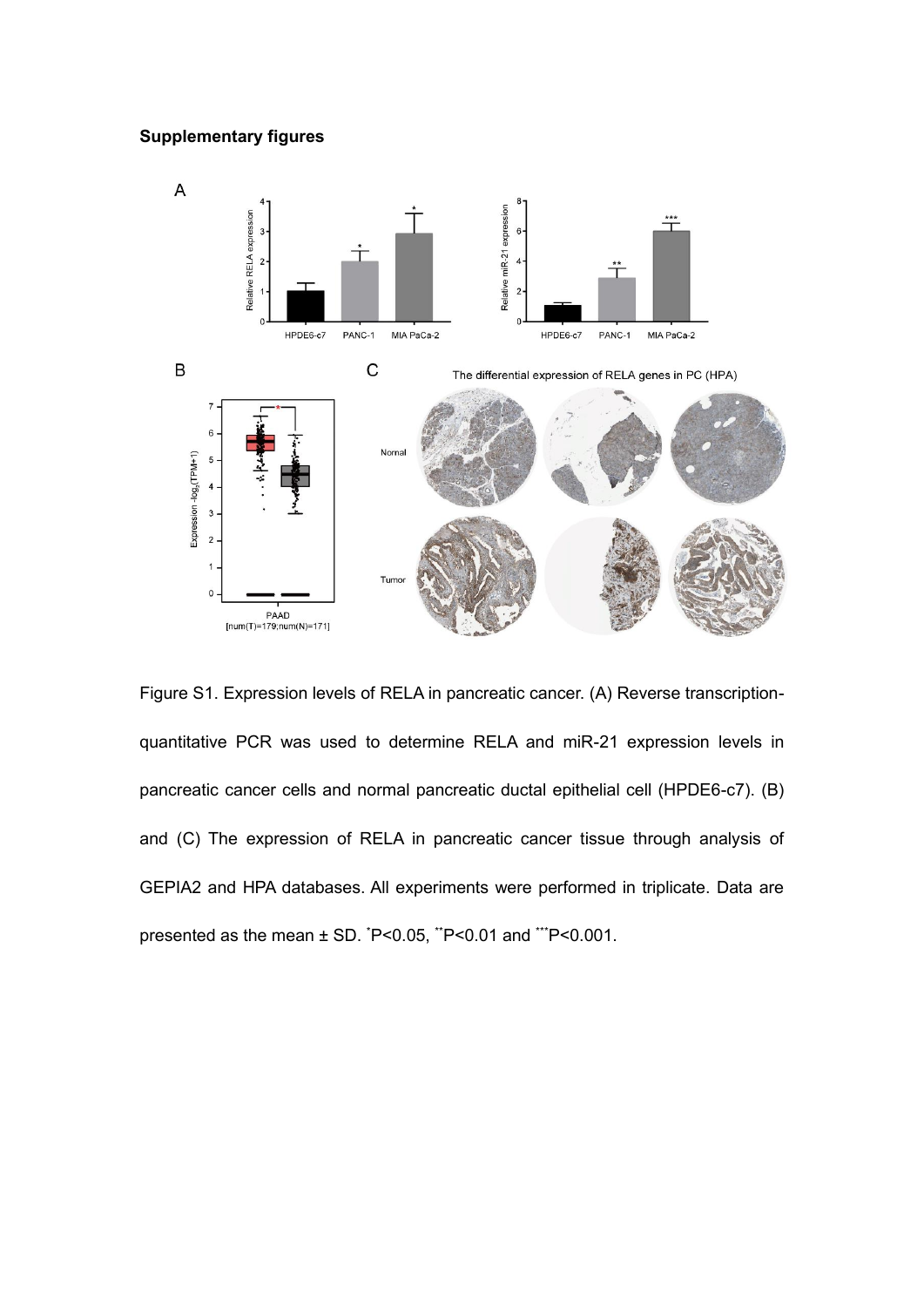## Supplementary figures

Figure S1. Expression levels of RELA in pancreatic cancer. (A) Reverse transcription-quantitative PCR was used to determine RELA and miR-21 expression levels in pancreatic cancer cells and normal pancreatic ductal epithelial cell (HPDE6-c7). (B) and (C) The expression of RELA in pancreatic cancer tissue through analysis of GEPIA2 and HPA databases. All experiments were performed in triplicate. Data are presented as the mean ± SD. *P<0.05, **P<0.01 and ***P<0.001.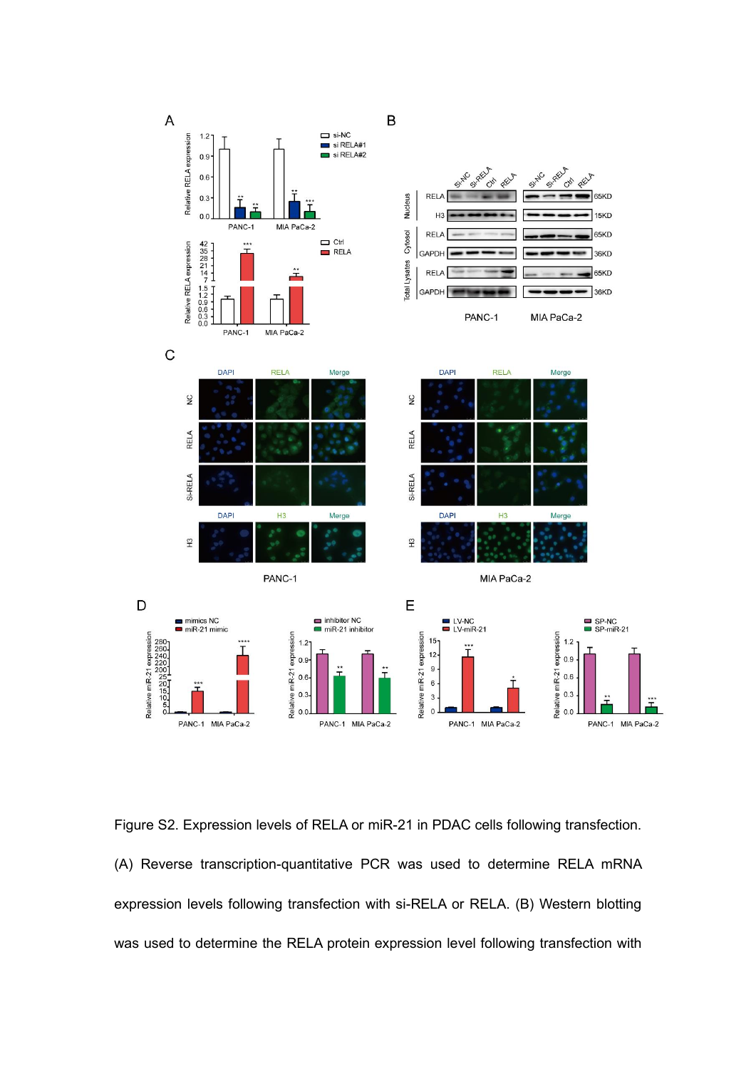Figure S2. Expression levels of RELA or miR-21 in PDAC cells following transfection. (A) Reverse transcription-quantitative PCR was used to determine RELA mRNA expression levels following transfection with si-RELA or RELA. (B) Western blotting was used to determine the RELA protein expression level following transfection with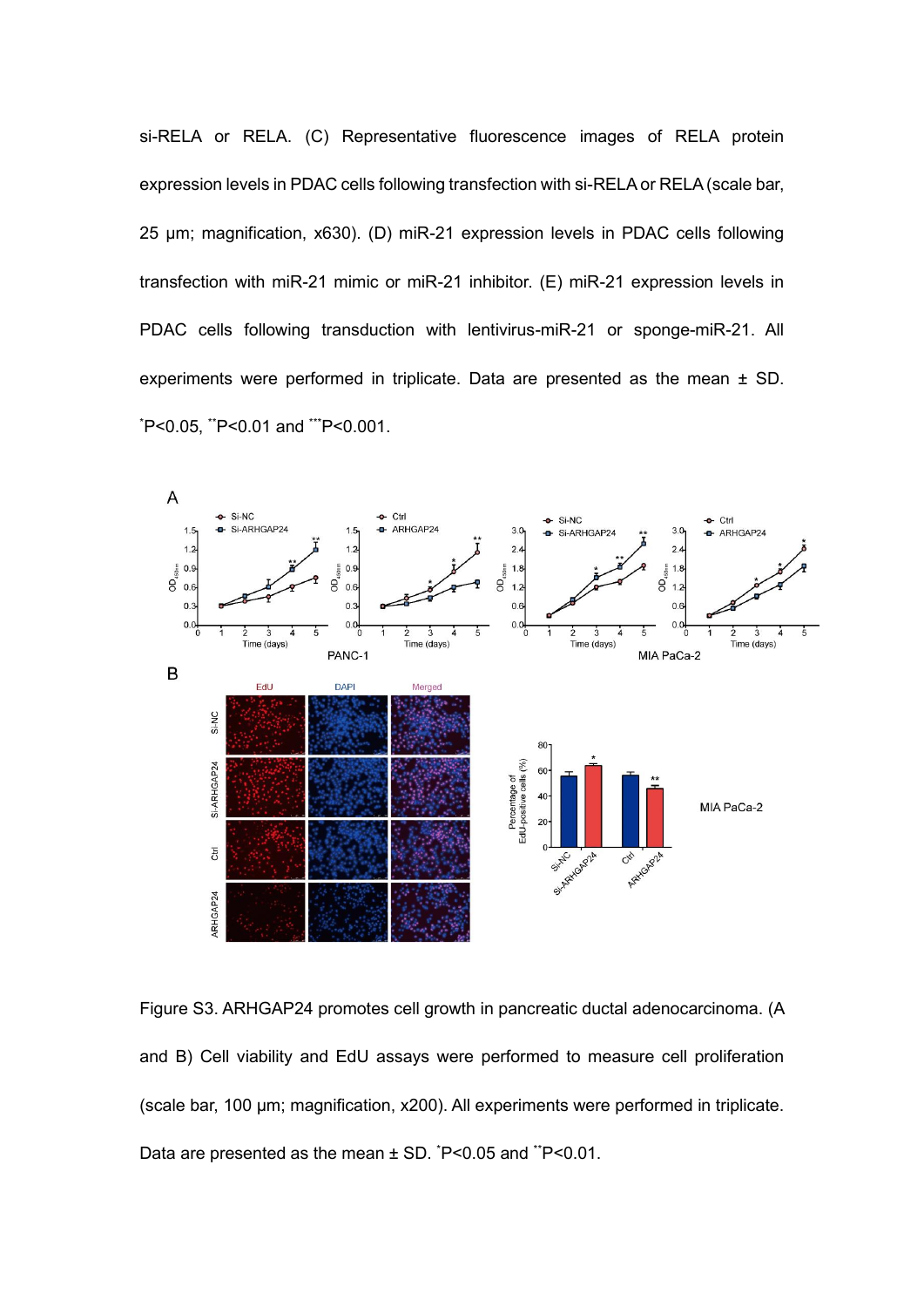si-RELA or RELA. (C) Representative fluorescence images of RELA protein expression levels in PDAC cells following transfection with si-RELA or RELA (scale bar, 25 μm; magnification, x630). (D) miR-21 expression levels in PDAC cells following transfection with miR-21 mimic or miR-21 inhibitor. (E) miR-21 expression levels in PDAC cells following transduction with lentivirus-miR-21 or sponge-miR-21. All experiments were performed in triplicate. Data are presented as the mean ± SD. *P<0.05, **P<0.01 and ***P<0.001.

Figure S3. ARHGAP24 promotes cell growth in pancreatic ductal adenocarcinoma. (A and B) Cell viability and EdU assays were performed to measure cell proliferation (scale bar, 100 μm; magnification, x200). All experiments were performed in triplicate. Data are presented as the mean ± SD. *P<0.05 and **P<0.01.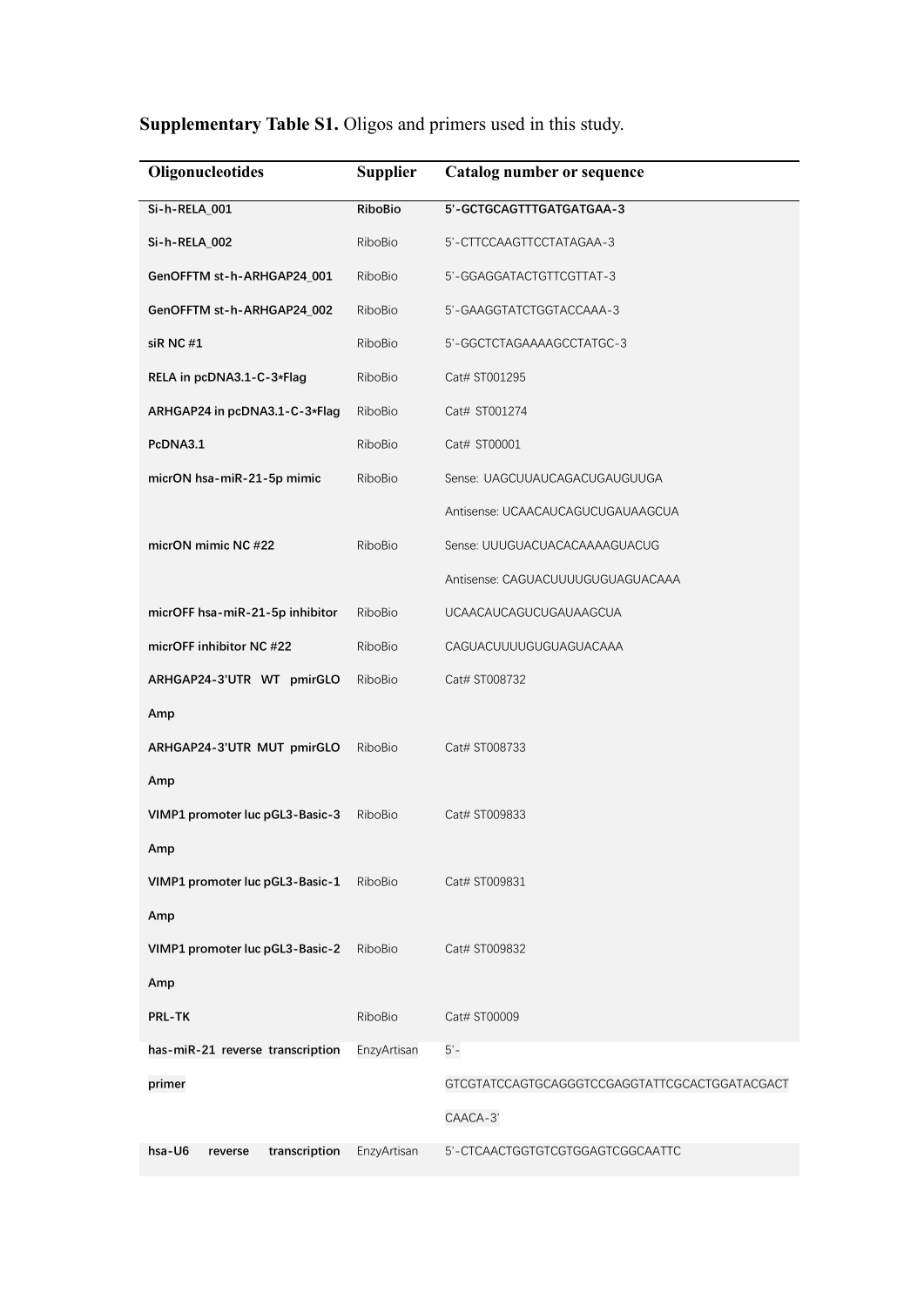**Supplementary Table S1.** Oligos and primers used in this study.

| Oligonucleotides | Supplier | Catalog number or sequence |
|---|---|---|
| Si-h-RELA_001 | RiboBio | 5'-GCTGCAGTTTGATGATGAA-3 |
| Si-h-RELA_002 | RiboBio | 5'-CTTCCAAGTTCCTATAGAA-3 |
| GenOFFTM st-h-ARHGAP24_001 | RiboBio | 5'-GGAGGATACTGTTCGTTAT-3 |
| GenOFFTM st-h-ARHGAP24_002 | RiboBio | 5'-GAAGGTATCTGGTACCAAA-3 |
| siR NC #1 | RiboBio | 5'-GGCTCTAGAAAAGCCTATGC-3 |
| RELA in pcDNA3.1-C-3*Flag | RiboBio | Cat# ST001295 |
| ARHGAP24 in pcDNA3.1-C-3*Flag | RiboBio | Cat# ST001274 |
| PcDNA3.1 | RiboBio | Cat# ST00001 |
| micrON hsa-miR-21-5p mimic | RiboBio | Sense: UAGCUUAUCAGACUGAUGUUGA |
| | | Antisense: UCAACAUCAGUCUGAUAAGCUA |
| micrON mimic NC #22 | RiboBio | Sense: UUUGUACUACACAAAAGUACUG |
| | | Antisense: CAGUACUUUUGUGUAGUACAAA |
| micrOFF hsa-miR-21-5p inhibitor | RiboBio | UCAACAUCAGUCUGAUAAGCUA |
| micrOFF inhibitor NC #22 | RiboBio | CAGUACUUUUGUGUAGUACAAA |
| ARHGAP24-3'UTR WT pmirGLO Amp | RiboBio | Cat# ST008732 |
| ARHGAP24-3'UTR MUT pmirGLO Amp | RiboBio | Cat# ST008733 |
| VIMP1 promoter luc pGL3-Basic-3 Amp | RiboBio | Cat# ST009833 |
| VIMP1 promoter luc pGL3-Basic-1 Amp | RiboBio | Cat# ST009831 |
| VIMP1 promoter luc pGL3-Basic-2 Amp | RiboBio | Cat# ST009832 |
| PRL-TK | RiboBio | Cat# ST00009 |
| has-miR-21 reverse transcription primer | EnzyArtisan | 5'-GTCGTATCCAGTGCAGGGTCCGAGGTATTCGCACTGGATACGACTCAACA-3' |
| hsa-U6 reverse transcription | EnzyArtisan | 5'-CTCAACTGGTGTCGTGGAGTCGGCAATTC |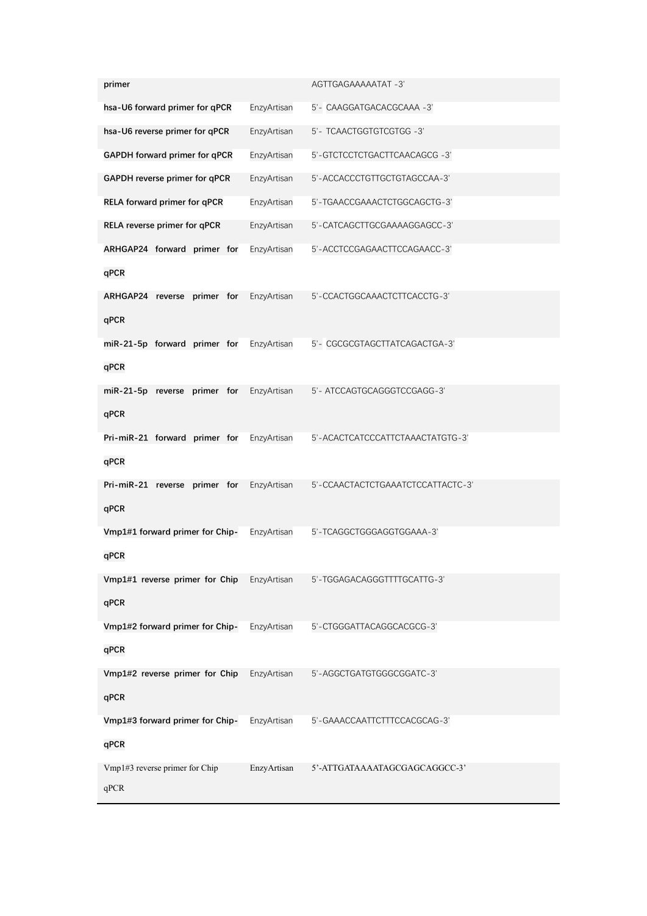| | | |
|---|---|---|
| primer | | AGTTGAGAAAAATAT -3' |
| **hsa-U6 forward primer for qPCR** | EnzyArtisan | 5'- CAAGGATGACACGCAAA -3' |
| **hsa-U6 reverse primer for qPCR** | EnzyArtisan | 5'- TCAACTGGTGTCGTGG -3' |
| **GAPDH forward primer for qPCR** | EnzyArtisan | 5'-GTCTCCTCTGACTTCAACAGCG -3' |
| **GAPDH reverse primer for qPCR** | EnzyArtisan | 5'-ACCACCCTGTTGCTGTAGCCAA-3' |
| **RELA forward primer for qPCR** | EnzyArtisan | 5'-TGAACCGAAACTCTGGCAGCTG-3' |
| **RELA reverse primer for qPCR** | EnzyArtisan | 5'-CATCAGCTTGCGAAAAGGAGCC-3' |
| **ARHGAP24 forward primer for qPCR** | EnzyArtisan | 5'-ACCTCCGAGAACTTCCAGAACC-3' |
| **ARHGAP24 reverse primer for qPCR** | EnzyArtisan | 5'-CCACTGGCAAACTCTTCACCTG-3' |
| **miR-21-5p forward primer for qPCR** | EnzyArtisan | 5'- CGCGCGTAGCTTATCAGACTGA-3' |
| **miR-21-5p reverse primer for qPCR** | EnzyArtisan | 5'- ATCCAGTGCAGGGTCCGAGG-3' |
| **Pri-miR-21 forward primer for qPCR** | EnzyArtisan | 5'-ACACTCATCCCATTCTAAACTATGTG-3' |
| **Pri-miR-21 reverse primer for qPCR** | EnzyArtisan | 5'-CCAACTACTCTGAAATCTCCATTACTC-3' |
| **Vmp1#1 forward primer for Chip-qPCR** | EnzyArtisan | 5'-TCAGGCTGGGAGGTGGAAA-3' |
| **Vmp1#1 reverse primer for Chip qPCR** | EnzyArtisan | 5'-TGGAGACAGGGTTTTGCATTG-3' |
| **Vmp1#2 forward primer for Chip-qPCR** | EnzyArtisan | 5'-CTGGGATTACAGGCACGCG-3' |
| **Vmp1#2 reverse primer for Chip qPCR** | EnzyArtisan | 5'-AGGCTGATGTGGGCGGATC-3' |
| **Vmp1#3 forward primer for Chip-qPCR** | EnzyArtisan | 5'-GAAACCAATTCTTTCCACGCAG-3' |
| Vmp1#3 reverse primer for Chip qPCR | EnzyArtisan | 5'-ATTGATAAAATAGCGAGCAGGCC-3' |